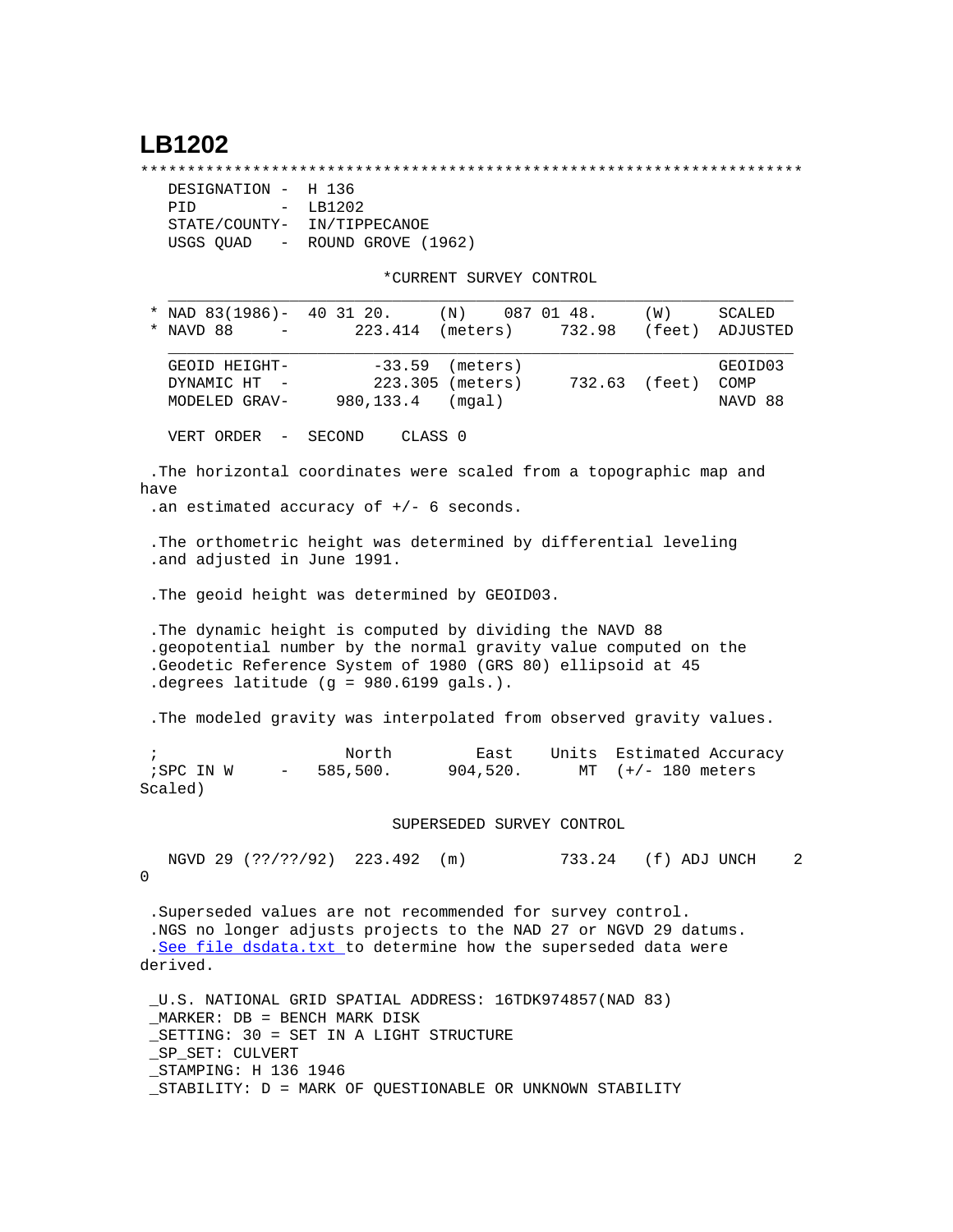# LB1202

```
***********************************************************************
 DESIGNATION -  H 136
 PID         -  LB1202
 STATE/COUNTY-  IN/TIPPECANOE
 USGS QUAD   -  ROUND GROVE (1962)

                         *CURRENT SURVEY CONTROL
  ___________________________________________________________________
* NAD 83(1986)-  40 31 20.     (N)    087 01 48.     (W)     SCALED
* NAVD 88     -       223.414  (meters)      732.98   (feet)  ADJUSTED
  ___________________________________________________________________
 GEOID HEIGHT-          -33.59  (meters)                      GEOID03
 DYNAMIC HT  -          223.305 (meters)      732.63  (feet)  COMP
 MODELED GRAV-      980,133.4   (mgal)                        NAVD 88

 VERT ORDER  -  SECOND     CLASS 0

.The horizontal coordinates were scaled from a topographic map and
have
.an estimated accuracy of +/- 6 seconds.

.The orthometric height was determined by differential leveling
.and adjusted in June 1991.

.The geoid height was determined by GEOID03.

.The dynamic height is computed by dividing the NAVD 88
.geopotential number by the normal gravity value computed on the
.Geodetic Reference System of 1980 (GRS 80) ellipsoid at 45
.degrees latitude (g = 980.6199 gals.).

.The modeled gravity was interpolated from observed gravity values.

;                    North         East     Units  Estimated Accuracy
;SPC IN W     -   585,500.      904,520.      MT  (+/- 180 meters
Scaled)

                         SUPERSEDED SURVEY CONTROL

 NGVD 29 (??/??/92)  223.492  (m)          733.24   (f) ADJ UNCH    2
0

.Superseded values are not recommended for survey control.
.NGS no longer adjusts projects to the NAD 27 or NGVD 29 datums.
.See file dsdata.txt to determine how the superseded data were
derived.

_U.S. NATIONAL GRID SPATIAL ADDRESS: 16TDK974857(NAD 83)
_MARKER: DB = BENCH MARK DISK
_SETTING: 30 = SET IN A LIGHT STRUCTURE
_SP_SET: CULVERT
_STAMPING: H 136 1946
_STABILITY: D = MARK OF QUESTIONABLE OR UNKNOWN STABILITY
```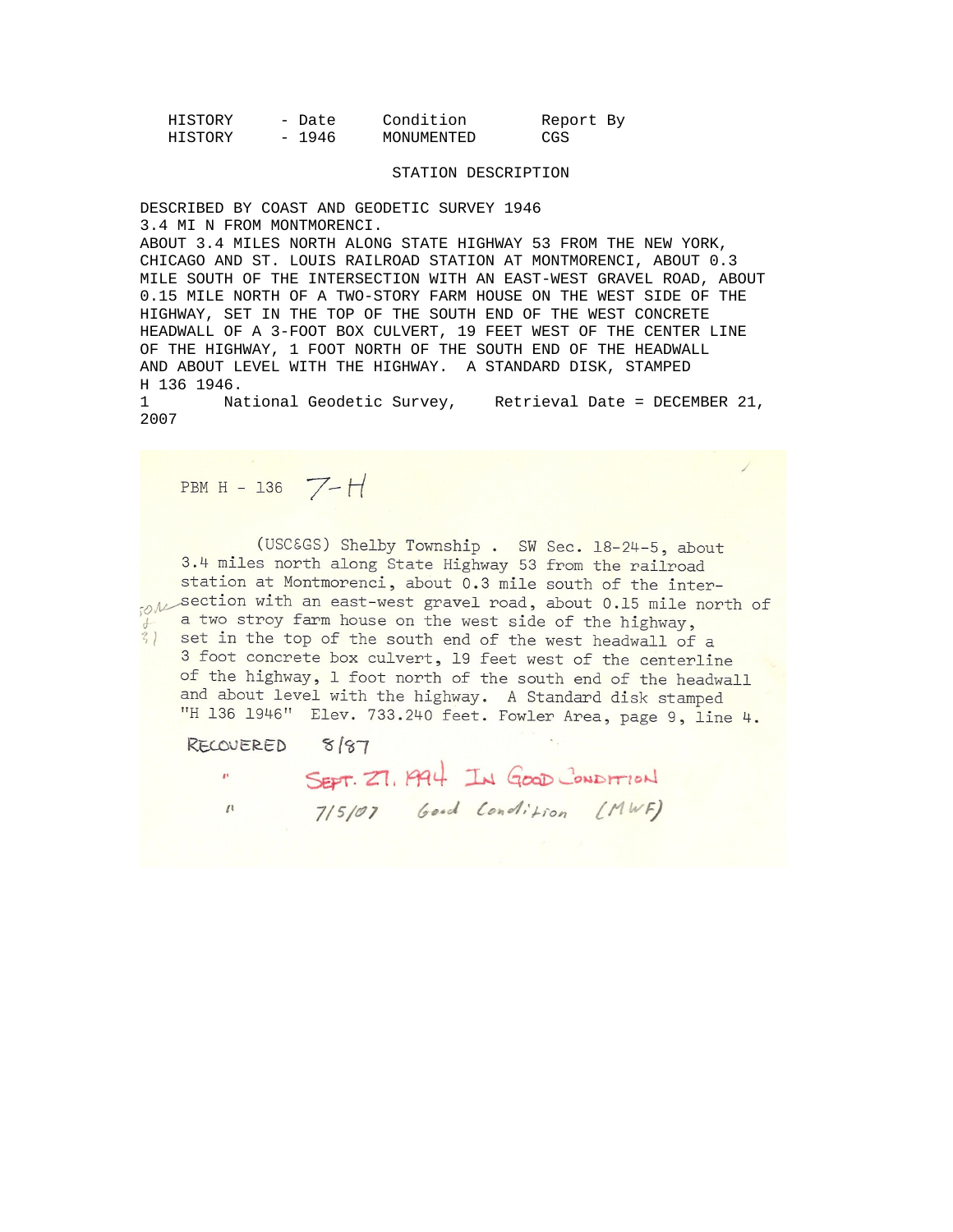| HISTORY | - Date | Condition | Report By |
|---|---|---|---|
| HISTORY | - 1946 | MONUMENTED | CGS |

STATION DESCRIPTION

DESCRIBED BY COAST AND GEODETIC SURVEY 1946
3.4 MI N FROM MONTMORENCI.
ABOUT 3.4 MILES NORTH ALONG STATE HIGHWAY 53 FROM THE NEW YORK, CHICAGO AND ST. LOUIS RAILROAD STATION AT MONTMORENCI, ABOUT 0.3 MILE SOUTH OF THE INTERSECTION WITH AN EAST-WEST GRAVEL ROAD, ABOUT 0.15 MILE NORTH OF A TWO-STORY FARM HOUSE ON THE WEST SIDE OF THE HIGHWAY, SET IN THE TOP OF THE SOUTH END OF THE WEST CONCRETE HEADWALL OF A 3-FOOT BOX CULVERT, 19 FEET WEST OF THE CENTER LINE OF THE HIGHWAY, 1 FOOT NORTH OF THE SOUTH END OF THE HEADWALL AND ABOUT LEVEL WITH THE HIGHWAY. A STANDARD DISK, STAMPED H 136 1946.

1 National Geodetic Survey, Retrieval Date = DECEMBER 21, 2007

PBM H - 136 7-H

(USC&GS) Shelby Township . SW Sec. 18-24-5, about 3.4 miles north along State Highway 53 from the railroad station at Montmorenci, about 0.3 mile south of the intersection with an east-west gravel road, about 0.15 mile north of a two stroy farm house on the west side of the highway, set in the top of the south end of the west headwall of a 3 foot concrete box culvert, 19 feet west of the centerline of the highway, 1 foot north of the south end of the headwall and about level with the highway. A Standard disk stamped "H 136 1946" Elev. 733.240 feet. Fowler Area, page 9, line 4.

RECOVERED 8/87

" SEPT. 27, 1994 IN GOOD CONDITION

" 7/5/07 Good Condition (MWF)